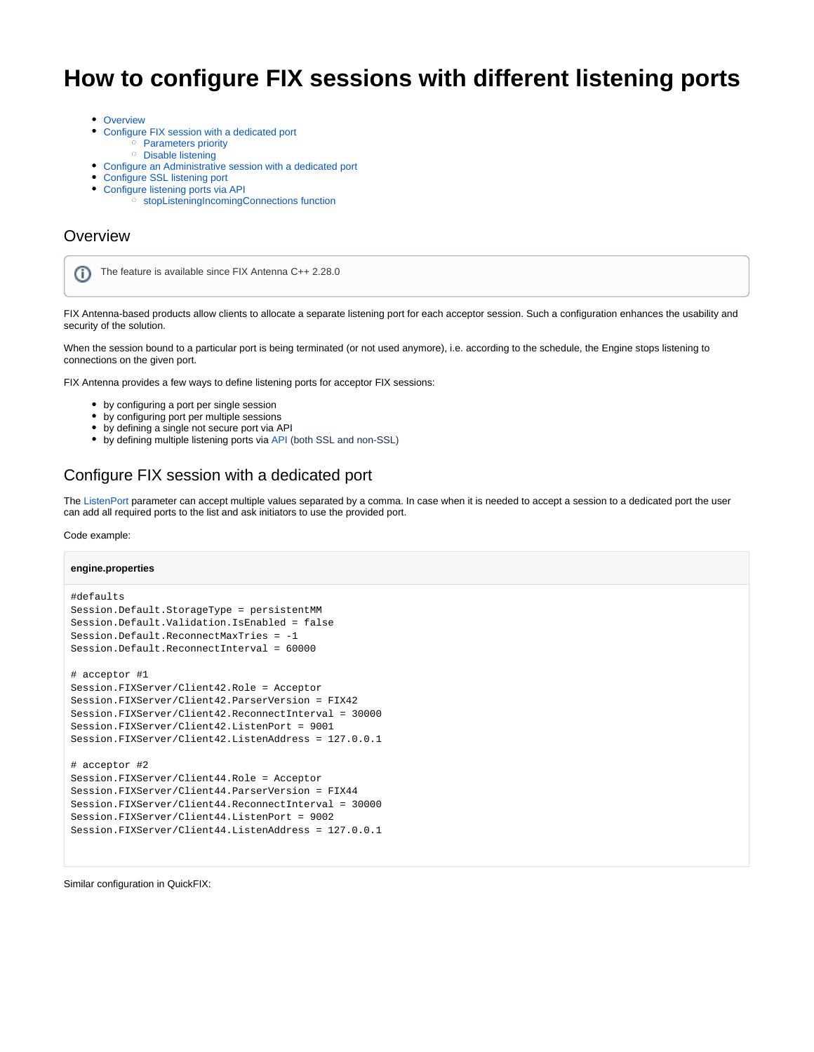# How to configure FIX sessions with different listening ports

- Overview
- Configure FIX session with a dedicated port
  - Parameters priority
  - Disable listening
- Configure an Administrative session with a dedicated port
- Configure SSL listening port
- Configure listening ports via API
  - stopListeningIncomingConnections function

## Overview

> The feature is available since FIX Antenna C++ 2.28.0

FIX Antenna-based products allow clients to allocate a separate listening port for each acceptor session. Such a configuration enhances the usability and security of the solution.

When the session bound to a particular port is being terminated (or not used anymore), i.e. according to the schedule, the Engine stops listening to connections on the given port.

FIX Antenna provides a few ways to define listening ports for acceptor FIX sessions:

- by configuring a port per single session
- by configuring port per multiple sessions
- by defining a single not secure port via API
- by defining multiple listening ports via API (both SSL and non-SSL)

## Configure FIX session with a dedicated port

The ListenPort parameter can accept multiple values separated by a comma. In case when it is needed to accept a session to a dedicated port the user can add all required ports to the list and ask initiators to use the provided port.

Code example:

**engine.properties**

```
#defaults
Session.Default.StorageType = persistentMM
Session.Default.Validation.IsEnabled = false
Session.Default.ReconnectMaxTries = -1
Session.Default.ReconnectInterval = 60000

# acceptor #1
Session.FIXServer/Client42.Role = Acceptor
Session.FIXServer/Client42.ParserVersion = FIX42
Session.FIXServer/Client42.ReconnectInterval = 30000
Session.FIXServer/Client42.ListenPort = 9001
Session.FIXServer/Client42.ListenAddress = 127.0.0.1

# acceptor #2
Session.FIXServer/Client44.Role = Acceptor
Session.FIXServer/Client44.ParserVersion = FIX44
Session.FIXServer/Client44.ReconnectInterval = 30000
Session.FIXServer/Client44.ListenPort = 9002
Session.FIXServer/Client44.ListenAddress = 127.0.0.1
```

Similar configuration in QuickFIX: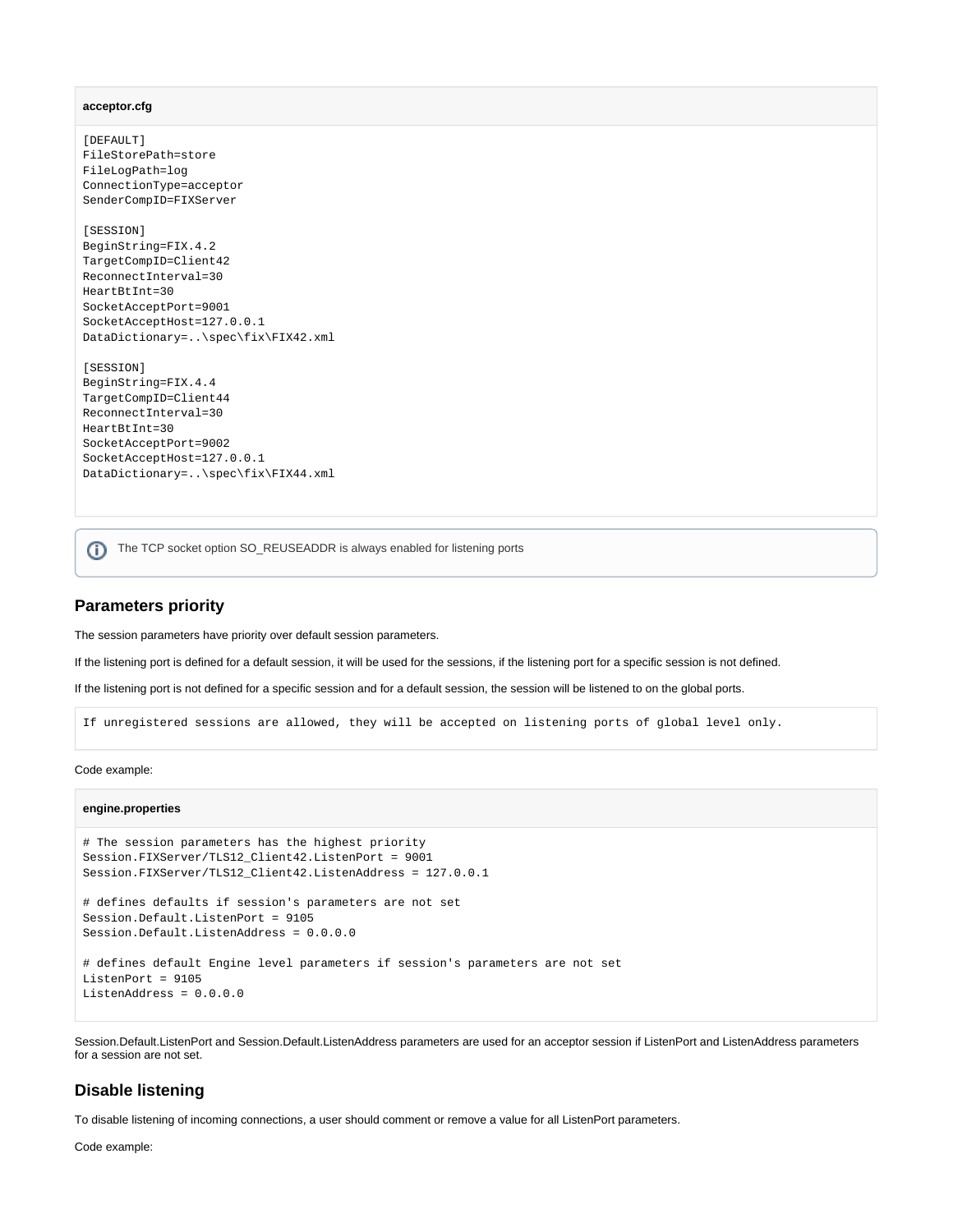**acceptor.cfg**

```
[DEFAULT]
FileStorePath=store
FileLogPath=log
ConnectionType=acceptor
SenderCompID=FIXServer

[SESSION]
BeginString=FIX.4.2
TargetCompID=Client42
ReconnectInterval=30
HeartBtInt=30
SocketAcceptPort=9001
SocketAcceptHost=127.0.0.1
DataDictionary=..\spec\fix\FIX42.xml

[SESSION]
BeginString=FIX.4.4
TargetCompID=Client44
ReconnectInterval=30
HeartBtInt=30
SocketAcceptPort=9002
SocketAcceptHost=127.0.0.1
DataDictionary=..\spec\fix\FIX44.xml
```

> The TCP socket option SO_REUSEADDR is always enabled for listening ports

## Parameters priority

The session parameters have priority over default session parameters.

If the listening port is defined for a default session, it will be used for the sessions, if the listening port for a specific session is not defined.

If the listening port is not defined for a specific session and for a default session, the session will be listened to on the global ports.

```
If unregistered sessions are allowed, they will be accepted on listening ports of global level only.
```

Code example:

**engine.properties**

```
# The session parameters has the highest priority
Session.FIXServer/TLS12_Client42.ListenPort = 9001
Session.FIXServer/TLS12_Client42.ListenAddress = 127.0.0.1

# defines defaults if session's parameters are not set
Session.Default.ListenPort = 9105
Session.Default.ListenAddress = 0.0.0.0

# defines default Engine level parameters if session's parameters are not set
ListenPort = 9105
ListenAddress = 0.0.0.0
```

Session.Default.ListenPort and Session.Default.ListenAddress parameters are used for an acceptor session if ListenPort and ListenAddress parameters for a session are not set.

## Disable listening

To disable listening of incoming connections, a user should comment or remove a value for all ListenPort parameters.

Code example: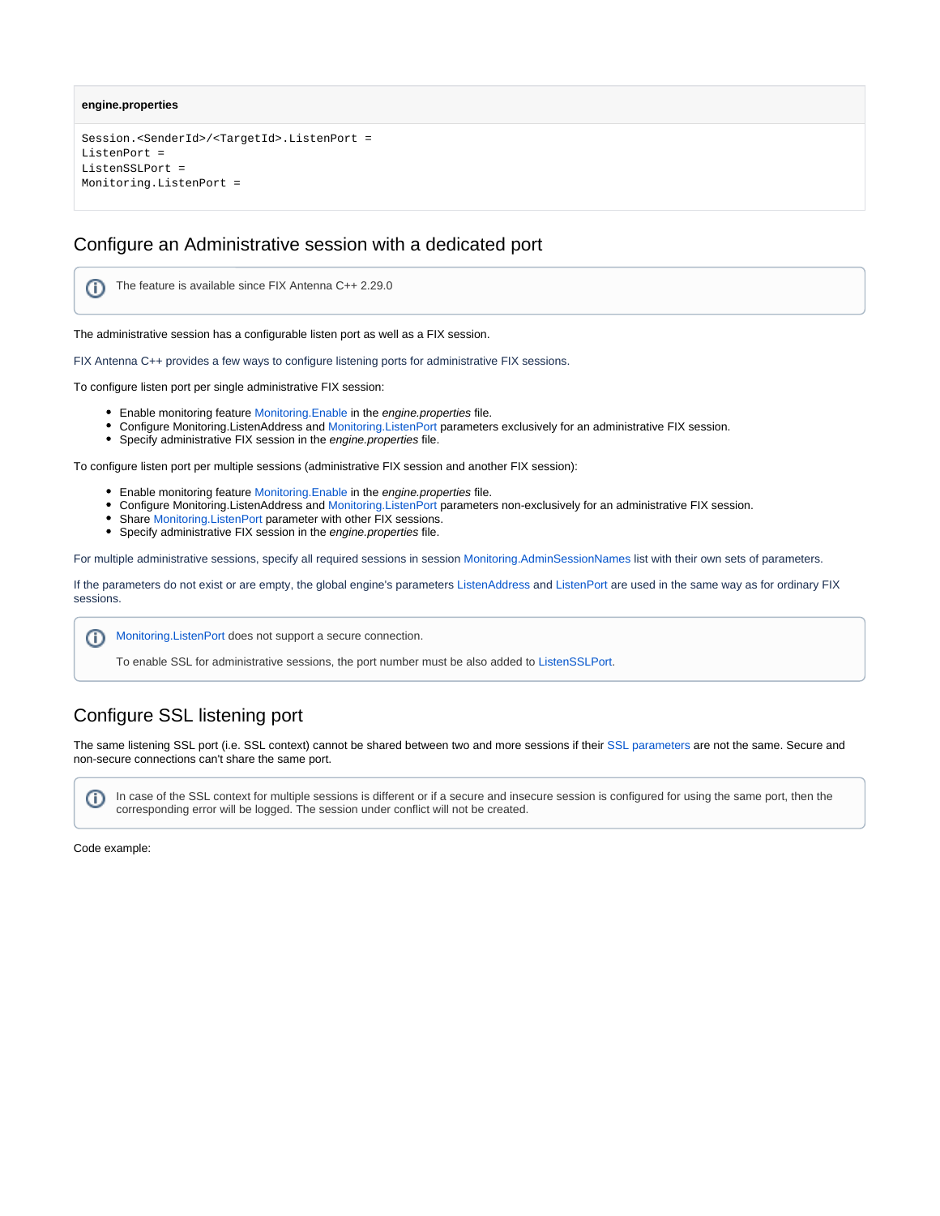**engine.properties**

```
Session.<SenderId>/<TargetId>.ListenPort =
ListenPort =
ListenSSLPort =
Monitoring.ListenPort =
```

## Configure an Administrative session with a dedicated port

> The feature is available since FIX Antenna C++ 2.29.0

The administrative session has a configurable listen port as well as a FIX session.

FIX Antenna C++ provides a few ways to configure listening ports for administrative FIX sessions.

To configure listen port per single administrative FIX session:

- Enable monitoring feature Monitoring.Enable in the *engine.properties* file.
- Configure Monitoring.ListenAddress and Monitoring.ListenPort parameters exclusively for an administrative FIX session.
- Specify administrative FIX session in the *engine.properties* file.

To configure listen port per multiple sessions (administrative FIX session and another FIX session):

- Enable monitoring feature Monitoring.Enable in the *engine.properties* file.
- Configure Monitoring.ListenAddress and Monitoring.ListenPort parameters non-exclusively for an administrative FIX session.
- Share Monitoring.ListenPort parameter with other FIX sessions.
- Specify administrative FIX session in the *engine.properties* file.

For multiple administrative sessions, specify all required sessions in session Monitoring.AdminSessionNames list with their own sets of parameters.

If the parameters do not exist or are empty, the global engine's parameters ListenAddress and ListenPort are used in the same way as for ordinary FIX sessions.

> Monitoring.ListenPort does not support a secure connection.
>
> To enable SSL for administrative sessions, the port number must be also added to ListenSSLPort.

## Configure SSL listening port

The same listening SSL port (i.e. SSL context) cannot be shared between two and more sessions if their SSL parameters are not the same. Secure and non-secure connections can't share the same port.

> In case of the SSL context for multiple sessions is different or if a secure and insecure session is configured for using the same port, then the corresponding error will be logged. The session under conflict will not be created.

Code example: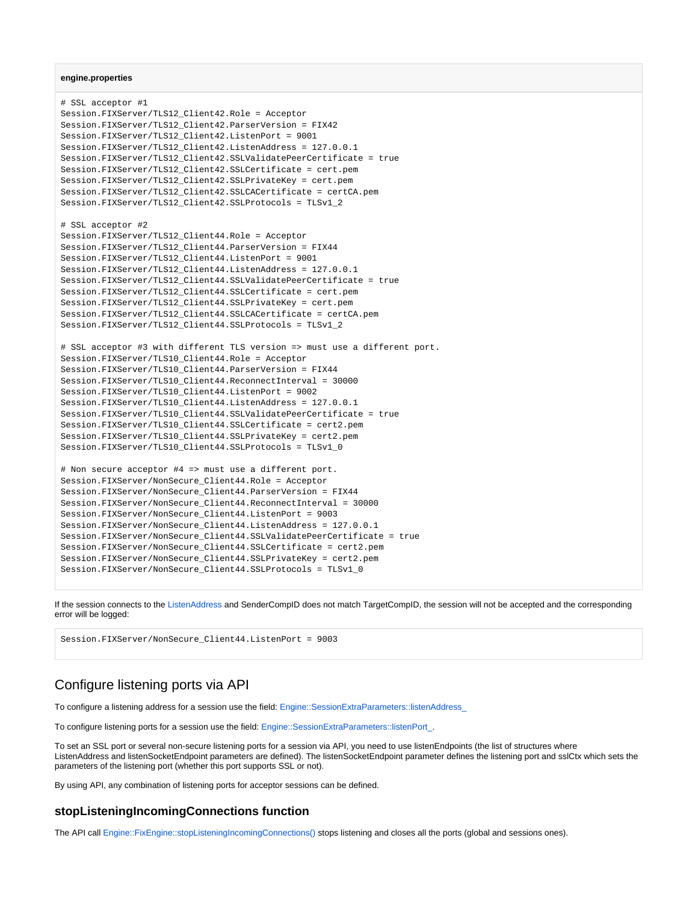**engine.properties**

```
# SSL acceptor #1
Session.FIXServer/TLS12_Client42.Role = Acceptor
Session.FIXServer/TLS12_Client42.ParserVersion = FIX42
Session.FIXServer/TLS12_Client42.ListenPort = 9001
Session.FIXServer/TLS12_Client42.ListenAddress = 127.0.0.1
Session.FIXServer/TLS12_Client42.SSLValidatePeerCertificate = true
Session.FIXServer/TLS12_Client42.SSLCertificate = cert.pem
Session.FIXServer/TLS12_Client42.SSLPrivateKey = cert.pem
Session.FIXServer/TLS12_Client42.SSLCACertificate = certCA.pem
Session.FIXServer/TLS12_Client42.SSLProtocols = TLSv1_2

# SSL acceptor #2
Session.FIXServer/TLS12_Client44.Role = Acceptor
Session.FIXServer/TLS12_Client44.ParserVersion = FIX44
Session.FIXServer/TLS12_Client44.ListenPort = 9001
Session.FIXServer/TLS12_Client44.ListenAddress = 127.0.0.1
Session.FIXServer/TLS12_Client44.SSLValidatePeerCertificate = true
Session.FIXServer/TLS12_Client44.SSLCertificate = cert.pem
Session.FIXServer/TLS12_Client44.SSLPrivateKey = cert.pem
Session.FIXServer/TLS12_Client44.SSLCACertificate = certCA.pem
Session.FIXServer/TLS12_Client44.SSLProtocols = TLSv1_2

# SSL acceptor #3 with different TLS version => must use a different port.
Session.FIXServer/TLS10_Client44.Role = Acceptor
Session.FIXServer/TLS10_Client44.ParserVersion = FIX44
Session.FIXServer/TLS10_Client44.ReconnectInterval = 30000
Session.FIXServer/TLS10_Client44.ListenPort = 9002
Session.FIXServer/TLS10_Client44.ListenAddress = 127.0.0.1
Session.FIXServer/TLS10_Client44.SSLValidatePeerCertificate = true
Session.FIXServer/TLS10_Client44.SSLCertificate = cert2.pem
Session.FIXServer/TLS10_Client44.SSLPrivateKey = cert2.pem
Session.FIXServer/TLS10_Client44.SSLProtocols = TLSv1_0

# Non secure acceptor #4 => must use a different port.
Session.FIXServer/NonSecure_Client44.Role = Acceptor
Session.FIXServer/NonSecure_Client44.ParserVersion = FIX44
Session.FIXServer/NonSecure_Client44.ReconnectInterval = 30000
Session.FIXServer/NonSecure_Client44.ListenPort = 9003
Session.FIXServer/NonSecure_Client44.ListenAddress = 127.0.0.1
Session.FIXServer/NonSecure_Client44.SSLValidatePeerCertificate = true
Session.FIXServer/NonSecure_Client44.SSLCertificate = cert2.pem
Session.FIXServer/NonSecure_Client44.SSLPrivateKey = cert2.pem
Session.FIXServer/NonSecure_Client44.SSLProtocols = TLSv1_0
```

If the session connects to the ListenAddress and SenderCompID does not match TargetCompID, the session will not be accepted and the corresponding error will be logged:

```
Session.FIXServer/NonSecure_Client44.ListenPort = 9003
```

## Configure listening ports via API

To configure a listening address for a session use the field: Engine::SessionExtraParameters::listenAddress_

To configure listening ports for a session use the field: Engine::SessionExtraParameters::listenPort_.

To set an SSL port or several non-secure listening ports for a session via API, you need to use listenEndpoints (the list of structures where ListenAddress and listenSocketEndpoint parameters are defined). The listenSocketEndpoint parameter defines the listening port and sslCtx which sets the parameters of the listening port (whether this port supports SSL or not).

By using API, any combination of listening ports for acceptor sessions can be defined.

### stopListeningIncomingConnections function

The API call Engine::FixEngine::stopListeningIncomingConnections() stops listening and closes all the ports (global and sessions ones).